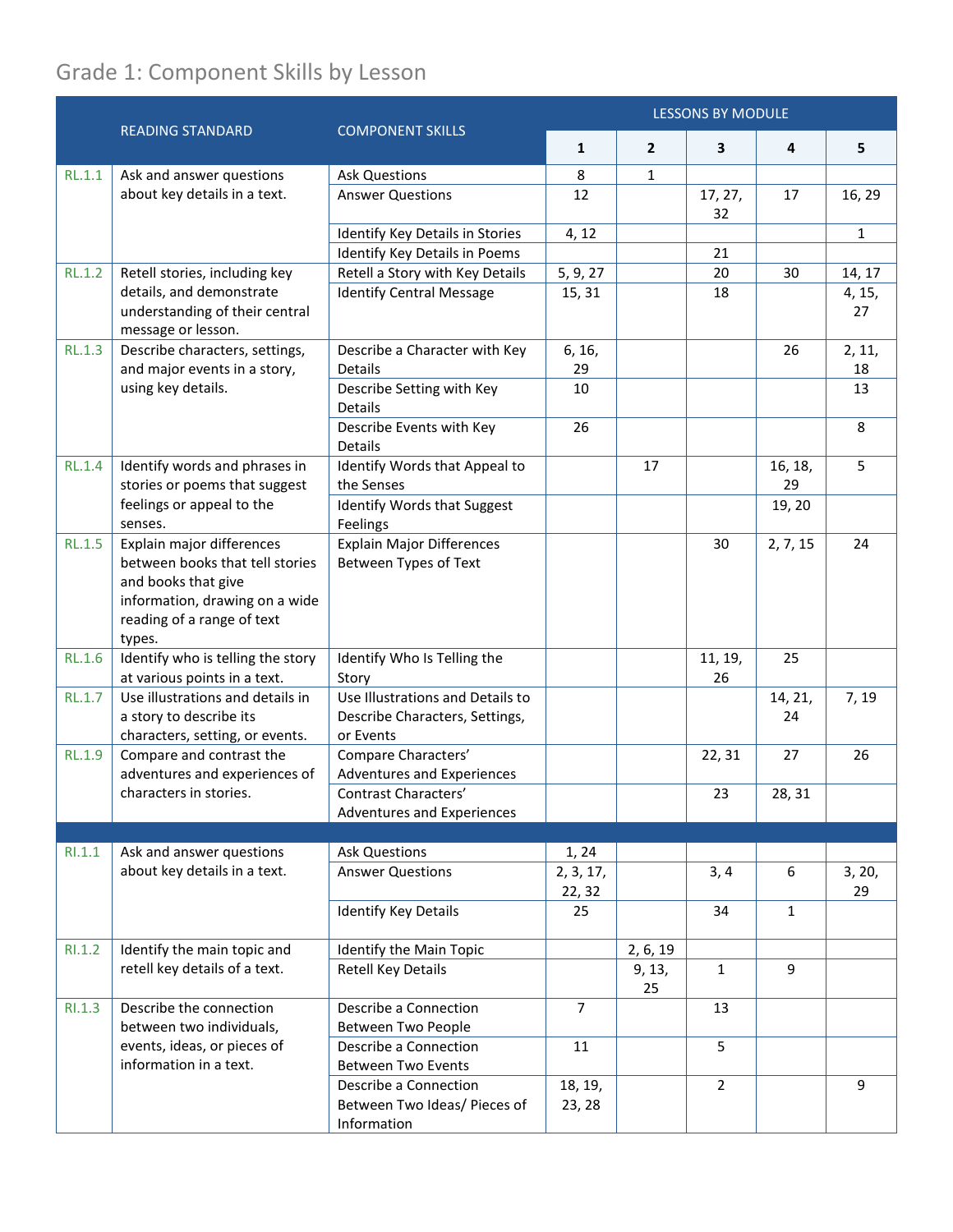# Grade 1: Component Skills by Lesson

| | READING STANDARD | COMPONENT SKILLS | LESSONS BY MODULE | | | | |
|---|---|---|---|---|---|---|---|
| | | | 1 | 2 | 3 | 4 | 5 |
| RL.1.1 | Ask and answer questions about key details in a text. | Ask Questions | 8 | 1 | | | |
| | | Answer Questions | 12 | | 17, 27, 32 | 17 | 16, 29 |
| | | Identify Key Details in Stories | 4, 12 | | | | 1 |
| | | Identify Key Details in Poems | | | 21 | | |
| RL.1.2 | Retell stories, including key details, and demonstrate understanding of their central message or lesson. | Retell a Story with Key Details | 5, 9, 27 | | 20 | 30 | 14, 17 |
| | | Identify Central Message | 15, 31 | | 18 | | 4, 15, 27 |
| RL.1.3 | Describe characters, settings, and major events in a story, using key details. | Describe a Character with Key Details | 6, 16, 29 | | | 26 | 2, 11, 18 |
| | | Describe Setting with Key Details | 10 | | | | 13 |
| | | Describe Events with Key Details | 26 | | | | 8 |
| RL.1.4 | Identify words and phrases in stories or poems that suggest feelings or appeal to the senses. | Identify Words that Appeal to the Senses | | 17 | | 16, 18, 29 | 5 |
| | | Identify Words that Suggest Feelings | | | | 19, 20 | |
| RL.1.5 | Explain major differences between books that tell stories and books that give information, drawing on a wide reading of a range of text types. | Explain Major Differences Between Types of Text | | | 30 | 2, 7, 15 | 24 |
| RL.1.6 | Identify who is telling the story at various points in a text. | Identify Who Is Telling the Story | | | 11, 19, 26 | 25 | |
| RL.1.7 | Use illustrations and details in a story to describe its characters, setting, or events. | Use Illustrations and Details to Describe Characters, Settings, or Events | | | | 14, 21, 24 | 7, 19 |
| RL.1.9 | Compare and contrast the adventures and experiences of characters in stories. | Compare Characters' Adventures and Experiences | | | 22, 31 | 27 | 26 |
| | | Contrast Characters' Adventures and Experiences | | | 23 | 28, 31 | |
| | | | | | | | |
| RI.1.1 | Ask and answer questions about key details in a text. | Ask Questions | 1, 24 | | | | |
| | | Answer Questions | 2, 3, 17, 22, 32 | | 3, 4 | 6 | 3, 20, 29 |
| | | Identify Key Details | 25 | | 34 | 1 | |
| RI.1.2 | Identify the main topic and retell key details of a text. | Identify the Main Topic | | 2, 6, 19 | | | |
| | | Retell Key Details | | 9, 13, 25 | 1 | 9 | |
| RI.1.3 | Describe the connection between two individuals, events, ideas, or pieces of information in a text. | Describe a Connection Between Two People | 7 | | 13 | | |
| | | Describe a Connection Between Two Events | 11 | | 5 | | |
| | | Describe a Connection Between Two Ideas/ Pieces of Information | 18, 19, 23, 28 | | 2 | | 9 |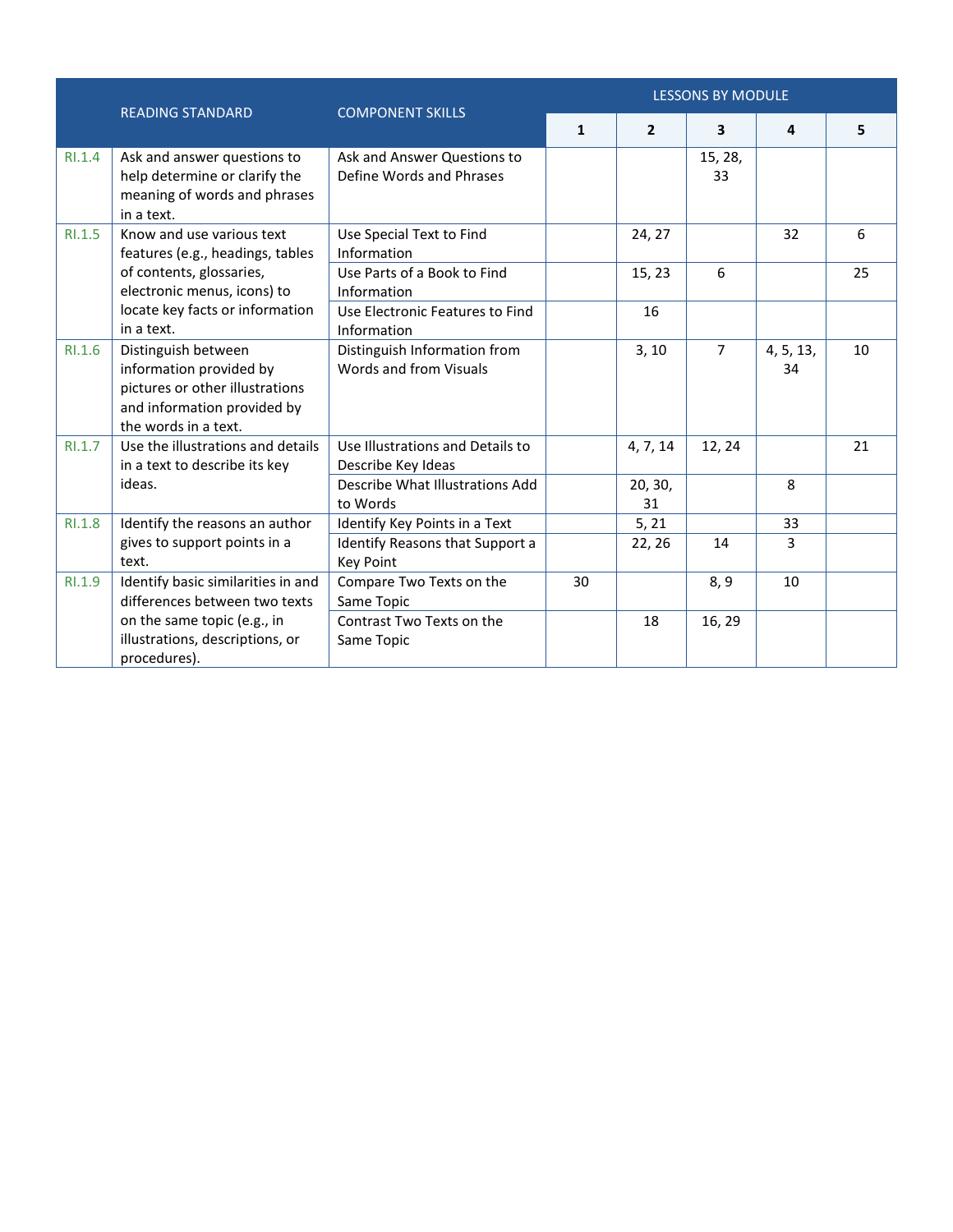| | READING STANDARD | COMPONENT SKILLS | LESSONS BY MODULE | | | | |
|---|---|---|---|---|---|---|---|
| | | | 1 | 2 | 3 | 4 | 5 |
| RI.1.4 | Ask and answer questions to help determine or clarify the meaning of words and phrases in a text. | Ask and Answer Questions to Define Words and Phrases | | | 15, 28, 33 | | |
| RI.1.5 | Know and use various text features (e.g., headings, tables of contents, glossaries, electronic menus, icons) to locate key facts or information in a text. | Use Special Text to Find Information | | 24, 27 | | 32 | 6 |
| | | Use Parts of a Book to Find Information | | 15, 23 | 6 | | 25 |
| | | Use Electronic Features to Find Information | | 16 | | | |
| RI.1.6 | Distinguish between information provided by pictures or other illustrations and information provided by the words in a text. | Distinguish Information from Words and from Visuals | | 3, 10 | 7 | 4, 5, 13, 34 | 10 |
| RI.1.7 | Use the illustrations and details in a text to describe its key ideas. | Use Illustrations and Details to Describe Key Ideas | | 4, 7, 14 | 12, 24 | | 21 |
| | | Describe What Illustrations Add to Words | | 20, 30, 31 | | 8 | |
| RI.1.8 | Identify the reasons an author gives to support points in a text. | Identify Key Points in a Text | | 5, 21 | | 33 | |
| | | Identify Reasons that Support a Key Point | | 22, 26 | 14 | 3 | |
| RI.1.9 | Identify basic similarities in and differences between two texts on the same topic (e.g., in illustrations, descriptions, or procedures). | Compare Two Texts on the Same Topic | 30 | | 8, 9 | 10 | |
| | | Contrast Two Texts on the Same Topic | | 18 | 16, 29 | | |